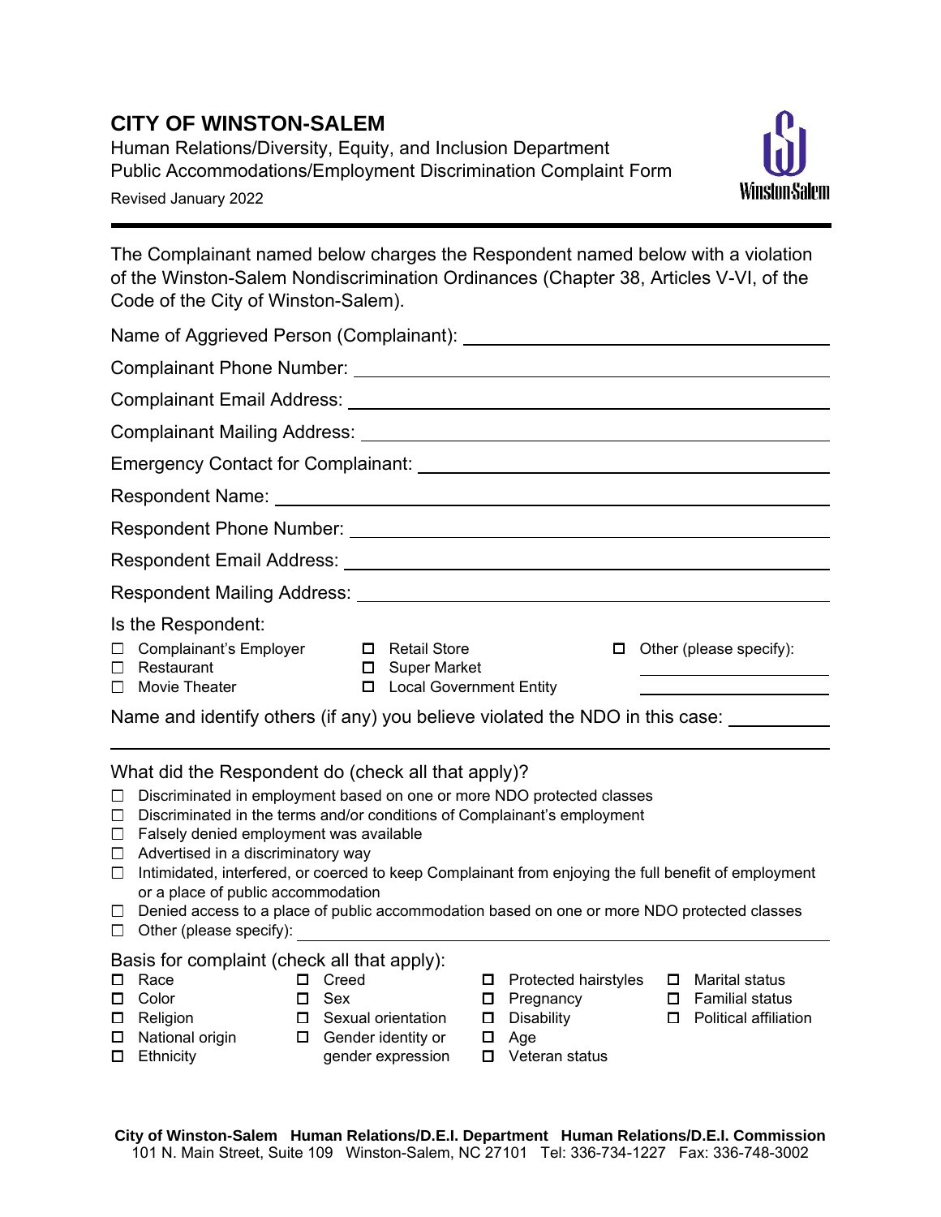# CITY OF WINSTON-SALEM

Human Relations/Diversity, Equity, and Inclusion Department
Public Accommodations/Employment Discrimination Complaint Form

Revised January 2022

---

The Complainant named below charges the Respondent named below with a violation of the Winston-Salem Nondiscrimination Ordinances (Chapter 38, Articles V-VI, of the Code of the City of Winston-Salem).

Name of Aggrieved Person (Complainant): ______________________

Complainant Phone Number: ______________________

Complainant Email Address: ______________________

Complainant Mailing Address: ______________________

Emergency Contact for Complainant: ______________________

Respondent Name: ______________________

Respondent Phone Number: ______________________

Respondent Email Address: ______________________

Respondent Mailing Address: ______________________

Is the Respondent:

- ☐ Complainant's Employer
- ☐ Restaurant
- ☐ Movie Theater
- ☐ Retail Store
- ☐ Super Market
- ☐ Local Government Entity
- ☐ Other (please specify): ______________________

Name and identify others (if any) you believe violated the NDO in this case: ______________________

What did the Respondent do (check all that apply)?

- ☐ Discriminated in employment based on one or more NDO protected classes
- ☐ Discriminated in the terms and/or conditions of Complainant's employment
- ☐ Falsely denied employment was available
- ☐ Advertised in a discriminatory way
- ☐ Intimidated, interfered, or coerced to keep Complainant from enjoying the full benefit of employment or a place of public accommodation
- ☐ Denied access to a place of public accommodation based on one or more NDO protected classes
- ☐ Other (please specify): ______________________

Basis for complaint (check all that apply):

- ☐ Race
- ☐ Color
- ☐ Religion
- ☐ National origin
- ☐ Ethnicity
- ☐ Creed
- ☐ Sex
- ☐ Sexual orientation
- ☐ Gender identity or gender expression
- ☐ Protected hairstyles
- ☐ Pregnancy
- ☐ Disability
- ☐ Age
- ☐ Veteran status
- ☐ Marital status
- ☐ Familial status
- ☐ Political affiliation

**City of Winston-Salem Human Relations/D.E.I. Department Human Relations/D.E.I. Commission**
101 N. Main Street, Suite 109 Winston-Salem, NC 27101 Tel: 336-734-1227 Fax: 336-748-3002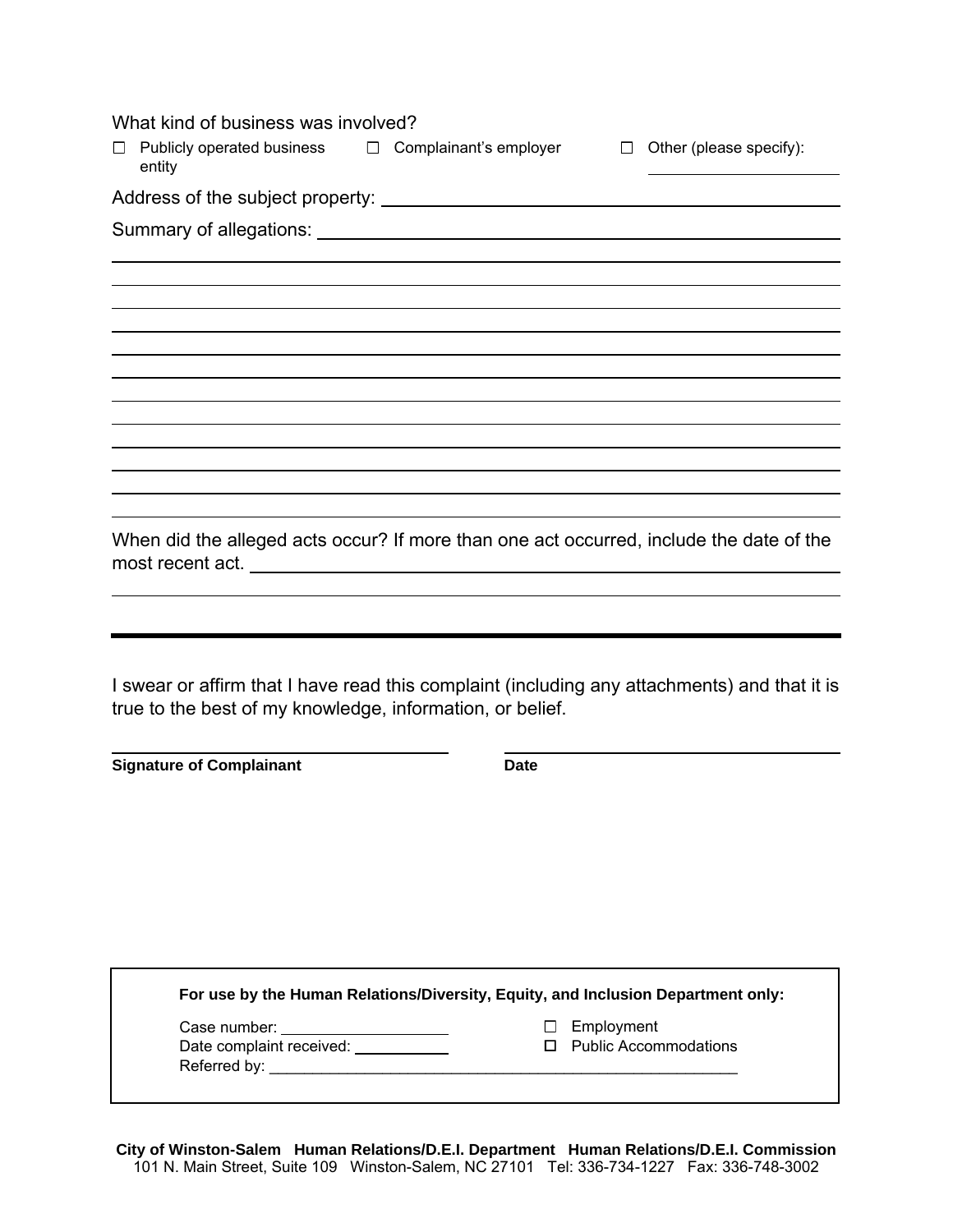What kind of business was involved?

☐ Publicly operated business entity ☐ Complainant's employer ☐ Other (please specify): ______________

Address of the subject property: ______________________________________________

Summary of allegations: ______________________________________________

______________________________________________________________________

______________________________________________________________________

______________________________________________________________________

______________________________________________________________________

______________________________________________________________________

______________________________________________________________________

______________________________________________________________________

______________________________________________________________________

______________________________________________________________________

______________________________________________________________________

______________________________________________________________________

When did the alleged acts occur? If more than one act occurred, include the date of the most recent act. ______________________________________________

______________________________________________________________________

---

I swear or affirm that I have read this complaint (including any attachments) and that it is true to the best of my knowledge, information, or belief.

______________________________ ______________________________

**Signature of Complainant** **Date**

**For use by the Human Relations/Diversity, Equity, and Inclusion Department only:**

Case number: ____________________

Date complaint received: ____________

Referred by: ____________________________________________________________

☐ Employment

☐ Public Accommodations

**City of Winston-Salem Human Relations/D.E.I. Department Human Relations/D.E.I. Commission**
101 N. Main Street, Suite 109 Winston-Salem, NC 27101 Tel: 336-734-1227 Fax: 336-748-3002